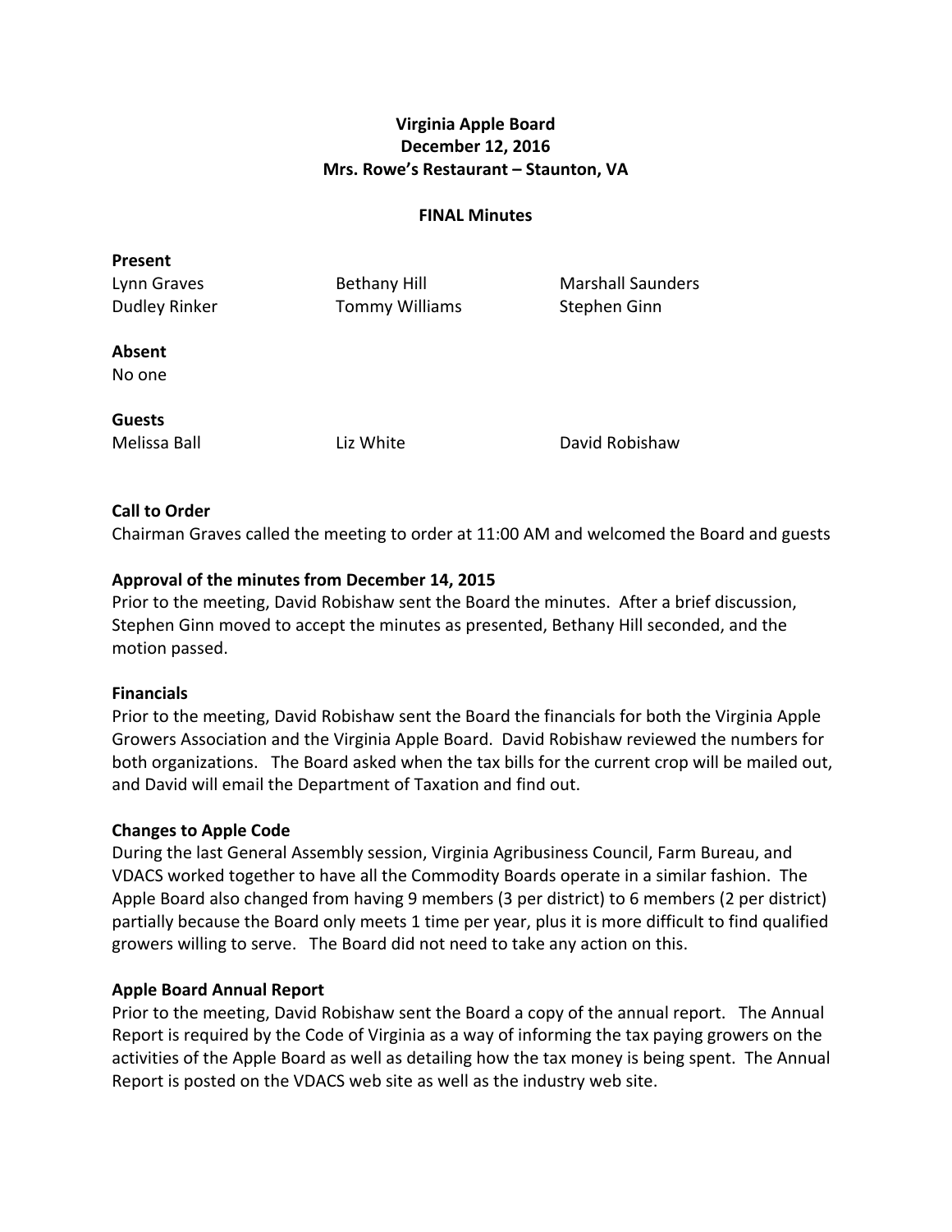# Virginia Apple Board
## December 12, 2016
## Mrs. Rowe's Restaurant – Staunton, VA

**FINAL Minutes**

**Present**

| | | |
|---|---|---|
| Lynn Graves | Bethany Hill | Marshall Saunders |
| Dudley Rinker | Tommy Williams | Stephen Ginn |

**Absent**

No one

**Guests**

| | | |
|---|---|---|
| Melissa Ball | Liz White | David Robishaw |

**Call to Order**

Chairman Graves called the meeting to order at 11:00 AM and welcomed the Board and guests

**Approval of the minutes from December 14, 2015**

Prior to the meeting, David Robishaw sent the Board the minutes. After a brief discussion, Stephen Ginn moved to accept the minutes as presented, Bethany Hill seconded, and the motion passed.

**Financials**

Prior to the meeting, David Robishaw sent the Board the financials for both the Virginia Apple Growers Association and the Virginia Apple Board. David Robishaw reviewed the numbers for both organizations. The Board asked when the tax bills for the current crop will be mailed out, and David will email the Department of Taxation and find out.

**Changes to Apple Code**

During the last General Assembly session, Virginia Agribusiness Council, Farm Bureau, and VDACS worked together to have all the Commodity Boards operate in a similar fashion. The Apple Board also changed from having 9 members (3 per district) to 6 members (2 per district) partially because the Board only meets 1 time per year, plus it is more difficult to find qualified growers willing to serve. The Board did not need to take any action on this.

**Apple Board Annual Report**

Prior to the meeting, David Robishaw sent the Board a copy of the annual report. The Annual Report is required by the Code of Virginia as a way of informing the tax paying growers on the activities of the Apple Board as well as detailing how the tax money is being spent. The Annual Report is posted on the VDACS web site as well as the industry web site.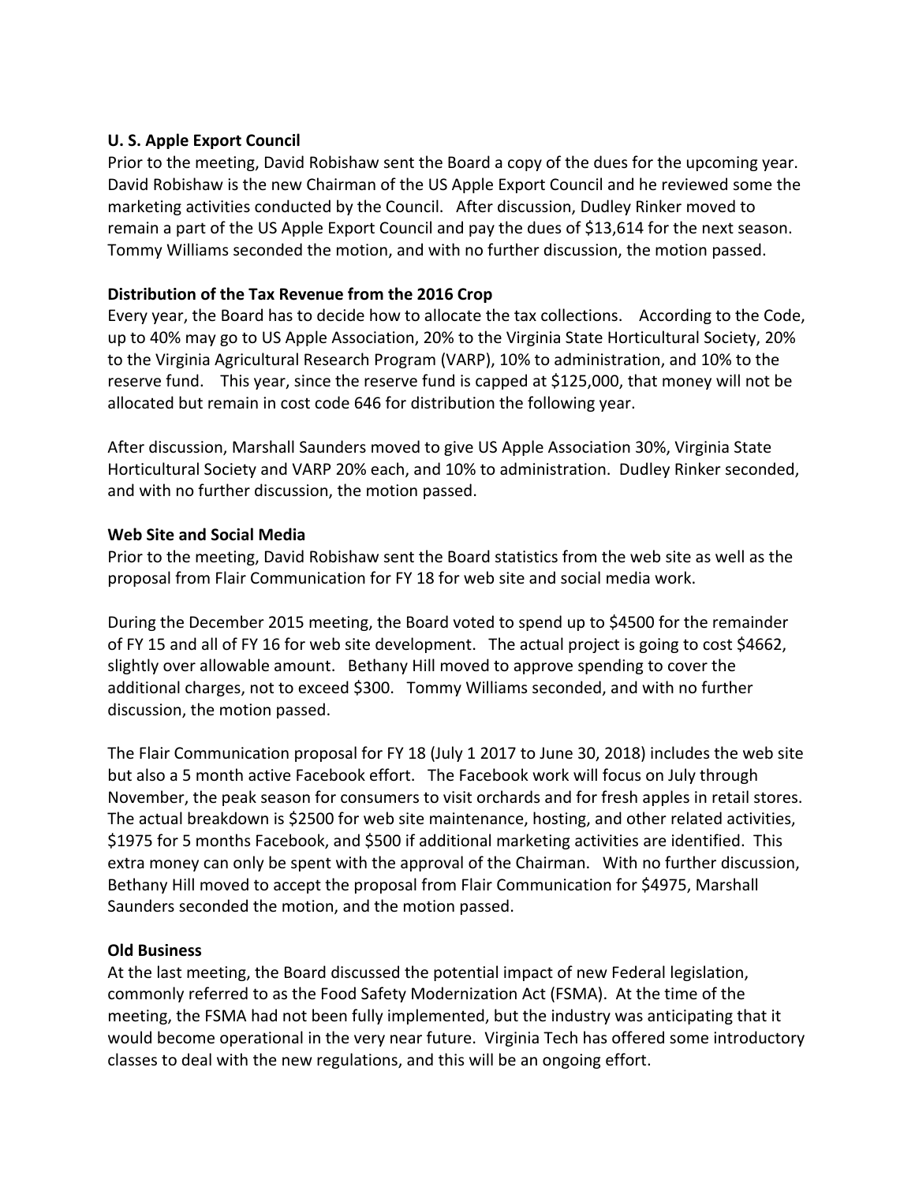**U. S. Apple Export Council**

Prior to the meeting, David Robishaw sent the Board a copy of the dues for the upcoming year. David Robishaw is the new Chairman of the US Apple Export Council and he reviewed some the marketing activities conducted by the Council. After discussion, Dudley Rinker moved to remain a part of the US Apple Export Council and pay the dues of $13,614 for the next season. Tommy Williams seconded the motion, and with no further discussion, the motion passed.

**Distribution of the Tax Revenue from the 2016 Crop**

Every year, the Board has to decide how to allocate the tax collections. According to the Code, up to 40% may go to US Apple Association, 20% to the Virginia State Horticultural Society, 20% to the Virginia Agricultural Research Program (VARP), 10% to administration, and 10% to the reserve fund. This year, since the reserve fund is capped at $125,000, that money will not be allocated but remain in cost code 646 for distribution the following year.

After discussion, Marshall Saunders moved to give US Apple Association 30%, Virginia State Horticultural Society and VARP 20% each, and 10% to administration. Dudley Rinker seconded, and with no further discussion, the motion passed.

**Web Site and Social Media**

Prior to the meeting, David Robishaw sent the Board statistics from the web site as well as the proposal from Flair Communication for FY 18 for web site and social media work.

During the December 2015 meeting, the Board voted to spend up to $4500 for the remainder of FY 15 and all of FY 16 for web site development. The actual project is going to cost $4662, slightly over allowable amount. Bethany Hill moved to approve spending to cover the additional charges, not to exceed $300. Tommy Williams seconded, and with no further discussion, the motion passed.

The Flair Communication proposal for FY 18 (July 1 2017 to June 30, 2018) includes the web site but also a 5 month active Facebook effort. The Facebook work will focus on July through November, the peak season for consumers to visit orchards and for fresh apples in retail stores. The actual breakdown is $2500 for web site maintenance, hosting, and other related activities, $1975 for 5 months Facebook, and $500 if additional marketing activities are identified. This extra money can only be spent with the approval of the Chairman. With no further discussion, Bethany Hill moved to accept the proposal from Flair Communication for $4975, Marshall Saunders seconded the motion, and the motion passed.

**Old Business**

At the last meeting, the Board discussed the potential impact of new Federal legislation, commonly referred to as the Food Safety Modernization Act (FSMA). At the time of the meeting, the FSMA had not been fully implemented, but the industry was anticipating that it would become operational in the very near future. Virginia Tech has offered some introductory classes to deal with the new regulations, and this will be an ongoing effort.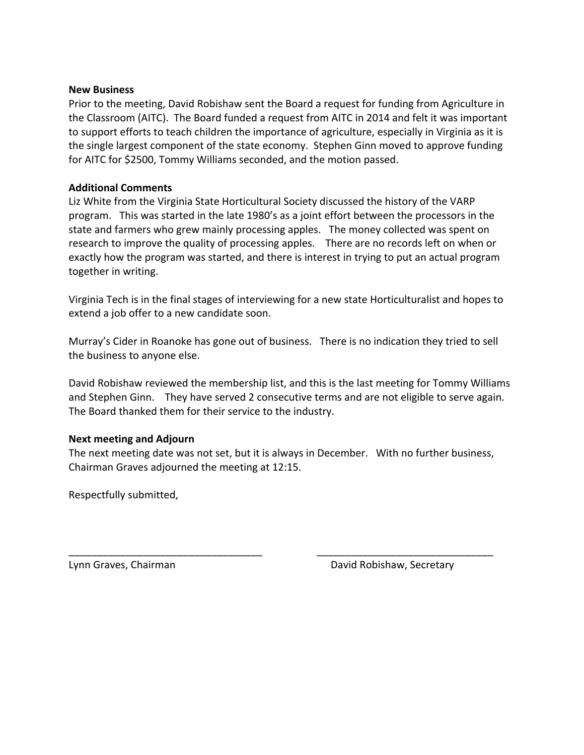**New Business**

Prior to the meeting, David Robishaw sent the Board a request for funding from Agriculture in the Classroom (AITC). The Board funded a request from AITC in 2014 and felt it was important to support efforts to teach children the importance of agriculture, especially in Virginia as it is the single largest component of the state economy. Stephen Ginn moved to approve funding for AITC for $2500, Tommy Williams seconded, and the motion passed.

**Additional Comments**

Liz White from the Virginia State Horticultural Society discussed the history of the VARP program. This was started in the late 1980's as a joint effort between the processors in the state and farmers who grew mainly processing apples. The money collected was spent on research to improve the quality of processing apples. There are no records left on when or exactly how the program was started, and there is interest in trying to put an actual program together in writing.

Virginia Tech is in the final stages of interviewing for a new state Horticulturalist and hopes to extend a job offer to a new candidate soon.

Murray's Cider in Roanoke has gone out of business. There is no indication they tried to sell the business to anyone else.

David Robishaw reviewed the membership list, and this is the last meeting for Tommy Williams and Stephen Ginn. They have served 2 consecutive terms and are not eligible to serve again. The Board thanked them for their service to the industry.

**Next meeting and Adjourn**

The next meeting date was not set, but it is always in December. With no further business, Chairman Graves adjourned the meeting at 12:15.

Respectfully submitted,

\_\_\_\_\_\_\_\_\_\_\_\_\_\_\_\_\_\_\_\_\_\_\_\_\_\_\_\_\_\_\_\_\_\_\_ \_\_\_\_\_\_\_\_\_\_\_\_\_\_\_\_\_\_\_\_\_\_\_\_\_\_\_\_\_\_\_\_\_\_\_

Lynn Graves, Chairman David Robishaw, Secretary